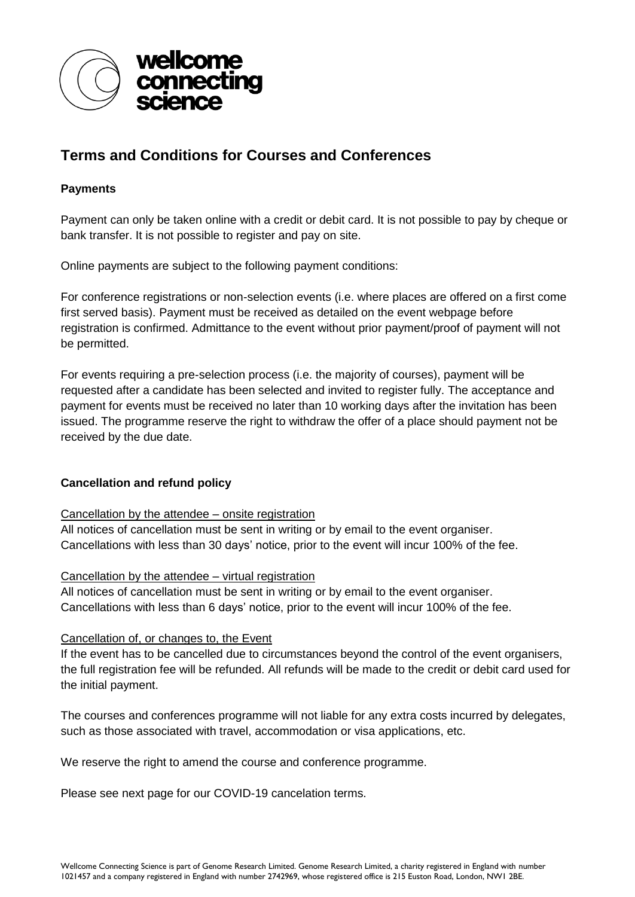# Terms and Conditions for Courses and Conferences

### Payments

Payment can only be taken online with a credit or debit card. It is not possible to pay by cheque or bank transfer. It is not possible to register and pay on site.

Online payments are subject to the following payment conditions:

For conference registrations or non-selection events (i.e. where places are offered on a first come first served basis). Payment must be received as detailed on the event webpage before registration is confirmed. Admittance to the event without prior payment/proof of payment will not be permitted.

For events requiring a pre-selection process (i.e. the majority of courses), payment will be requested after a candidate has been selected and invited to register fully. The acceptance and payment for events must be received no later than 10 working days after the invitation has been issued. The programme reserve the right to withdraw the offer of a place should payment not be received by the due date.

### Cancellation and refund policy

Cancellation by the attendee – onsite registration

All notices of cancellation must be sent in writing or by email to the event organiser. Cancellations with less than 30 days' notice, prior to the event will incur 100% of the fee.

Cancellation by the attendee – virtual registration

All notices of cancellation must be sent in writing or by email to the event organiser. Cancellations with less than 6 days' notice, prior to the event will incur 100% of the fee.

Cancellation of, or changes to, the Event

If the event has to be cancelled due to circumstances beyond the control of the event organisers, the full registration fee will be refunded. All refunds will be made to the credit or debit card used for the initial payment.

The courses and conferences programme will not liable for any extra costs incurred by delegates, such as those associated with travel, accommodation or visa applications, etc.

We reserve the right to amend the course and conference programme.

Please see next page for our COVID-19 cancelation terms.

Wellcome Connecting Science is part of Genome Research Limited. Genome Research Limited, a charity registered in England with number 1021457 and a company registered in England with number 2742969, whose registered office is 215 Euston Road, London, NW1 2BE.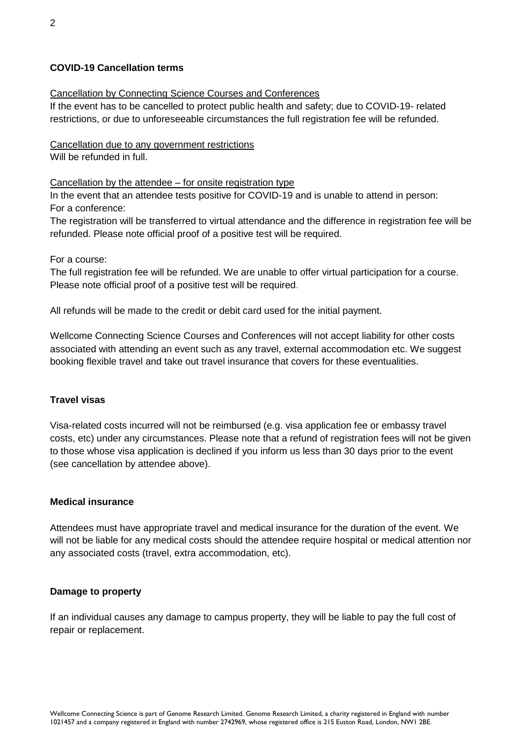## COVID-19 Cancellation terms

Cancellation by Connecting Science Courses and Conferences

If the event has to be cancelled to protect public health and safety; due to COVID-19- related restrictions, or due to unforeseeable circumstances the full registration fee will be refunded.

Cancellation due to any government restrictions

Will be refunded in full.

Cancellation by the attendee – for onsite registration type

In the event that an attendee tests positive for COVID-19 and is unable to attend in person:

For a conference:

The registration will be transferred to virtual attendance and the difference in registration fee will be refunded. Please note official proof of a positive test will be required.

For a course:

The full registration fee will be refunded. We are unable to offer virtual participation for a course. Please note official proof of a positive test will be required.

All refunds will be made to the credit or debit card used for the initial payment.

Wellcome Connecting Science Courses and Conferences will not accept liability for other costs associated with attending an event such as any travel, external accommodation etc. We suggest booking flexible travel and take out travel insurance that covers for these eventualities.

## Travel visas

Visa-related costs incurred will not be reimbursed (e.g. visa application fee or embassy travel costs, etc) under any circumstances. Please note that a refund of registration fees will not be given to those whose visa application is declined if you inform us less than 30 days prior to the event (see cancellation by attendee above).

## Medical insurance

Attendees must have appropriate travel and medical insurance for the duration of the event. We will not be liable for any medical costs should the attendee require hospital or medical attention nor any associated costs (travel, extra accommodation, etc).

## Damage to property

If an individual causes any damage to campus property, they will be liable to pay the full cost of repair or replacement.

Wellcome Connecting Science is part of Genome Research Limited. Genome Research Limited, a charity registered in England with number 1021457 and a company registered in England with number 2742969, whose registered office is 215 Euston Road, London, NW1 2BE.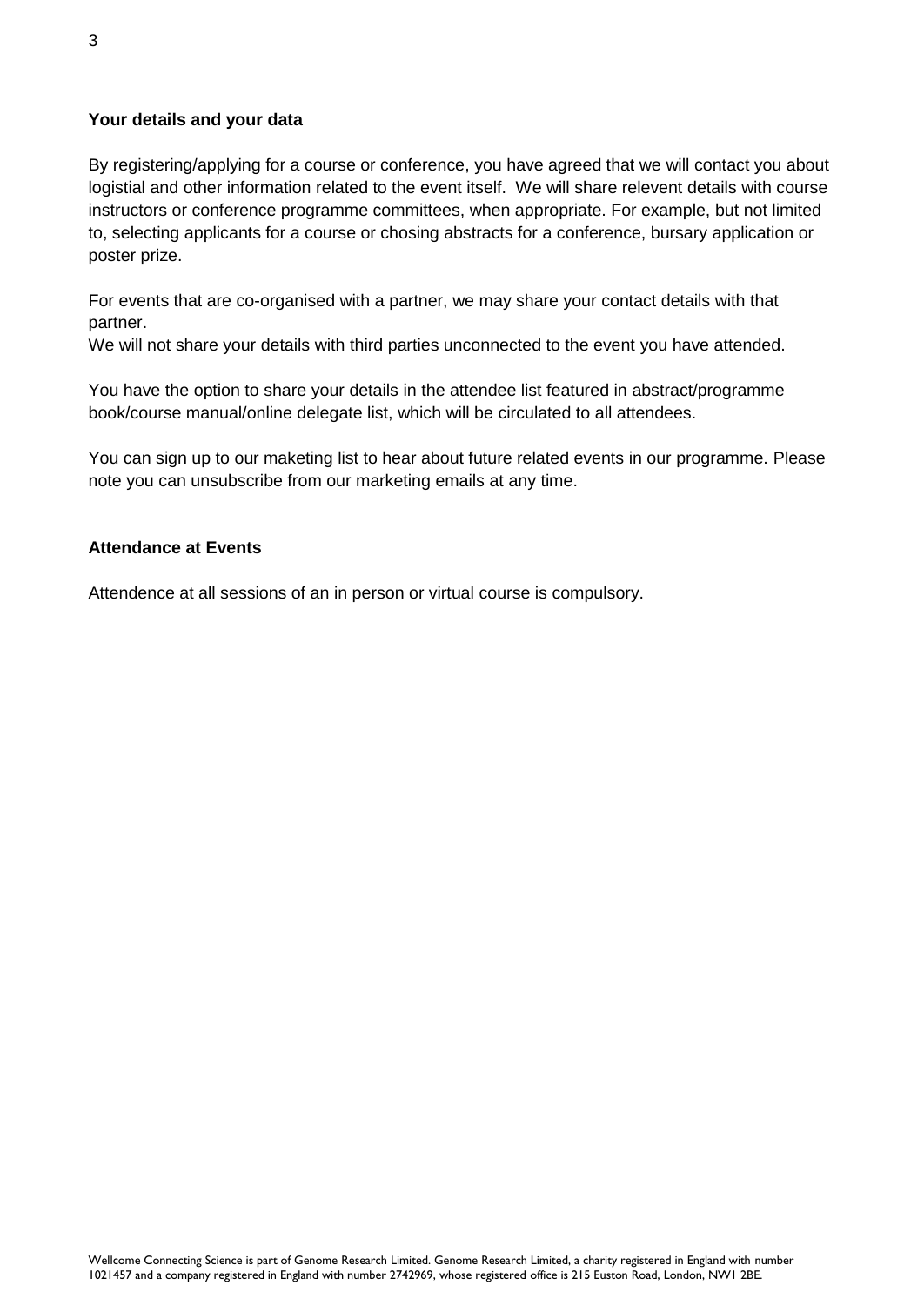**Your details and your data**

By registering/applying for a course or conference, you have agreed that we will contact you about logistial and other information related to the event itself. We will share relevent details with course instructors or conference programme committees, when appropriate. For example, but not limited to, selecting applicants for a course or chosing abstracts for a conference, bursary application or poster prize.

For events that are co-organised with a partner, we may share your contact details with that partner.
We will not share your details with third parties unconnected to the event you have attended.

You have the option to share your details in the attendee list featured in abstract/programme book/course manual/online delegate list, which will be circulated to all attendees.

You can sign up to our maketing list to hear about future related events in our programme. Please note you can unsubscribe from our marketing emails at any time.

**Attendance at Events**

Attendence at all sessions of an in person or virtual course is compulsory.